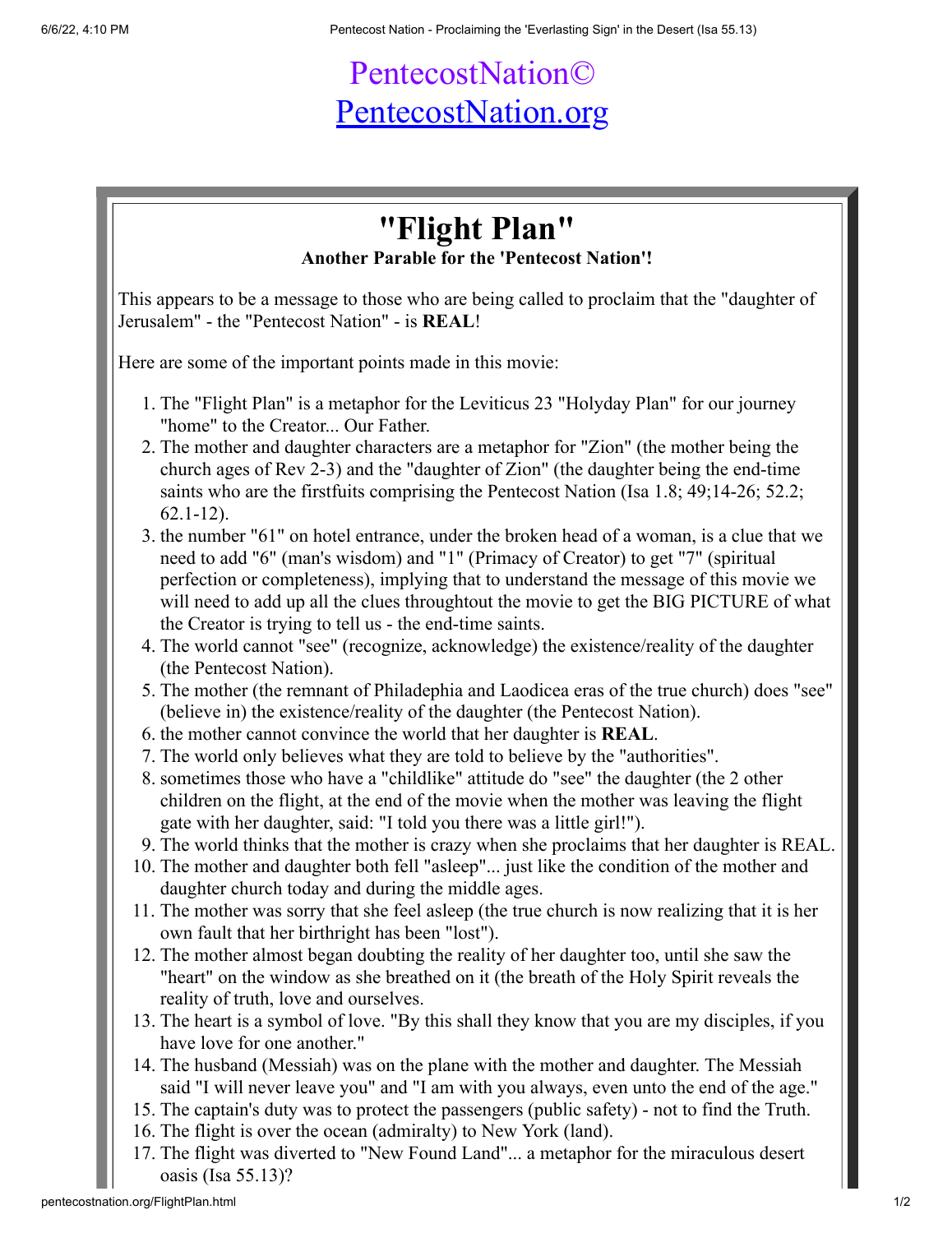# PentecostNation©
# [PentecostNation.org](pentecostnation.org)

## "Flight Plan"

**Another Parable for the 'Pentecost Nation'!**

This appears to be a message to those who are being called to proclaim that the "daughter of Jerusalem" - the "Pentecost Nation" - is **REAL**!

Here are some of the important points made in this movie:

1. The "Flight Plan" is a metaphor for the Leviticus 23 "Holyday Plan" for our journey "home" to the Creator... Our Father.
2. The mother and daughter characters are a metaphor for "Zion" (the mother being the church ages of Rev 2-3) and the "daughter of Zion" (the daughter being the end-time saints who are the firstfuits comprising the Pentecost Nation (Isa 1.8; 49;14-26; 52.2; 62.1-12).
3. the number "61" on hotel entrance, under the broken head of a woman, is a clue that we need to add "6" (man's wisdom) and "1" (Primacy of Creator) to get "7" (spiritual perfection or completeness), implying that to understand the message of this movie we will need to add up all the clues throughtout the movie to get the BIG PICTURE of what the Creator is trying to tell us - the end-time saints.
4. The world cannot "see" (recognize, acknowledge) the existence/reality of the daughter (the Pentecost Nation).
5. The mother (the remnant of Philadephia and Laodicea eras of the true church) does "see" (believe in) the existence/reality of the daughter (the Pentecost Nation).
6. the mother cannot convince the world that her daughter is **REAL**.
7. The world only believes what they are told to believe by the "authorities".
8. sometimes those who have a "childlike" attitude do "see" the daughter (the 2 other children on the flight, at the end of the movie when the mother was leaving the flight gate with her daughter, said: "I told you there was a little girl!").
9. The world thinks that the mother is crazy when she proclaims that her daughter is REAL.
10. The mother and daughter both fell "asleep"... just like the condition of the mother and daughter church today and during the middle ages.
11. The mother was sorry that she feel asleep (the true church is now realizing that it is her own fault that her birthright has been "lost").
12. The mother almost began doubting the reality of her daughter too, until she saw the "heart" on the window as she breathed on it (the breath of the Holy Spirit reveals the reality of truth, love and ourselves.
13. The heart is a symbol of love. "By this shall they know that you are my disciples, if you have love for one another."
14. The husband (Messiah) was on the plane with the mother and daughter. The Messiah said "I will never leave you" and "I am with you always, even unto the end of the age."
15. The captain's duty was to protect the passengers (public safety) - not to find the Truth.
16. The flight is over the ocean (admiralty) to New York (land).
17. The flight was diverted to "New Found Land"... a metaphor for the miraculous desert oasis (Isa 55.13)?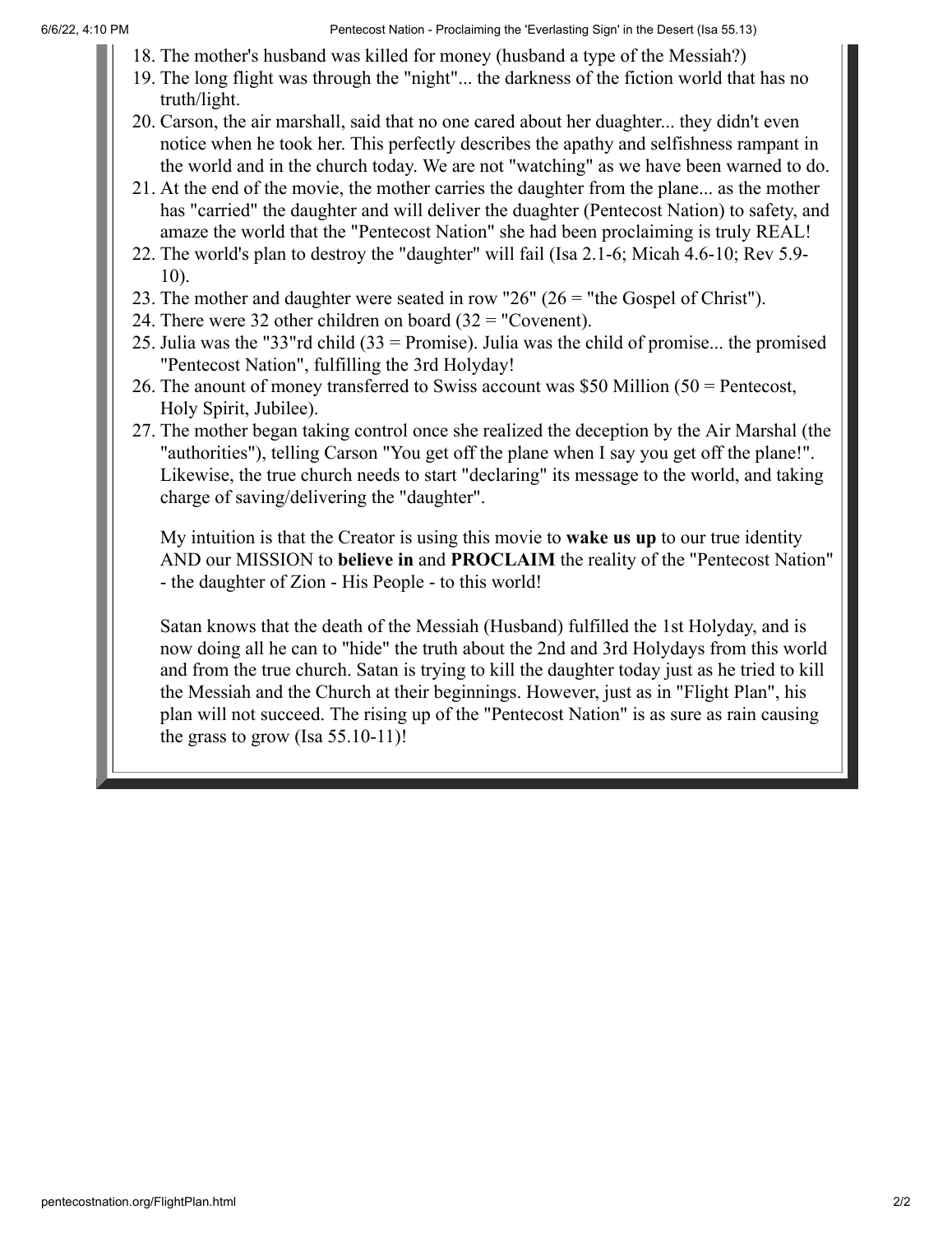18. The mother's husband was killed for money (husband a type of the Messiah?)
19. The long flight was through the "night"... the darkness of the fiction world that has no truth/light.
20. Carson, the air marshall, said that no one cared about her duaghter... they didn't even notice when he took her. This perfectly describes the apathy and selfishness rampant in the world and in the church today. We are not "watching" as we have been warned to do.
21. At the end of the movie, the mother carries the duaghter from the plane... as the mother has "carried" the daughter and will deliver the duaghter (Pentecost Nation) to safety, and amaze the world that the "Pentecost Nation" she had been proclaiming is truly REAL!
22. The world's plan to destroy the "daughter" will fail (Isa 2.1-6; Micah 4.6-10; Rev 5.9-10).
23. The mother and daughter were seated in row "26" (26 = "the Gospel of Christ").
24. There were 32 other children on board (32 = "Covenent).
25. Julia was the "33"rd child (33 = Promise). Julia was the child of promise... the promised "Pentecost Nation", fulfilling the 3rd Holyday!
26. The anount of money transferred to Swiss account was $50 Million (50 = Pentecost, Holy Spirit, Jubilee).
27. The mother began taking control once she realized the deception by the Air Marshal (the "authorities"), telling Carson "You get off the plane when I say you get off the plane!". Likewise, the true church needs to start "declaring" its message to the world, and taking charge of saving/delivering the "daughter".

My intuition is that the Creator is using this movie to **wake us up** to our true identity AND our MISSION to **believe in** and **PROCLAIM** the reality of the "Pentecost Nation" - the daughter of Zion - His People - to this world!

Satan knows that the death of the Messiah (Husband) fulfilled the 1st Holyday, and is now doing all he can to "hide" the truth about the 2nd and 3rd Holydays from this world and from the true church. Satan is trying to kill the daughter today just as he tried to kill the Messiah and the Church at their beginnings. However, just as in "Flight Plan", his plan will not succeed. The rising up of the "Pentecost Nation" is as sure as rain causing the grass to grow (Isa 55.10-11)!